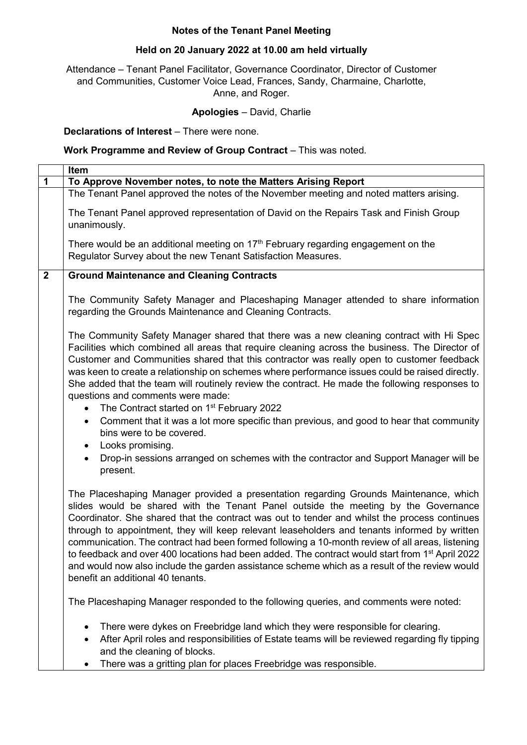**Notes of the Tenant Panel Meeting**

**Held on 20 January 2022 at 10.00 am held virtually**

Attendance – Tenant Panel Facilitator, Governance Coordinator, Director of Customer and Communities, Customer Voice Lead, Frances, Sandy, Charmaine, Charlotte, Anne, and Roger.

**Apologies** – David, Charlie

**Declarations of Interest** – There were none.

**Work Programme and Review of Group Contract** – This was noted.

| | **Item** |
|---|---|
| **1** | **To Approve November notes, to note the Matters Arising Report** |
| | The Tenant Panel approved the notes of the November meeting and noted matters arising.<br><br>The Tenant Panel approved representation of David on the Repairs Task and Finish Group unanimously.<br><br>There would be an additional meeting on 17th February regarding engagement on the Regulator Survey about the new Tenant Satisfaction Measures. |
| **2** | **Ground Maintenance and Cleaning Contracts** |
| | The Community Safety Manager and Placeshaping Manager attended to share information regarding the Grounds Maintenance and Cleaning Contracts.<br><br>The Community Safety Manager shared that there was a new cleaning contract with Hi Spec Facilities which combined all areas that require cleaning across the business. The Director of Customer and Communities shared that this contractor was really open to customer feedback was keen to create a relationship on schemes where performance issues could be raised directly. She added that the team will routinely review the contract. He made the following responses to questions and comments were made:<br>• The Contract started on 1st February 2022<br>• Comment that it was a lot more specific than previous, and good to hear that community bins were to be covered.<br>• Looks promising.<br>• Drop-in sessions arranged on schemes with the contractor and Support Manager will be present.<br><br>The Placeshaping Manager provided a presentation regarding Grounds Maintenance, which slides would be shared with the Tenant Panel outside the meeting by the Governance Coordinator. She shared that the contract was out to tender and whilst the process continues through to appointment, they will keep relevant leaseholders and tenants informed by written communication. The contract had been formed following a 10-month review of all areas, listening to feedback and over 400 locations had been added. The contract would start from 1st April 2022 and would now also include the garden assistance scheme which as a result of the review would benefit an additional 40 tenants.<br><br>The Placeshaping Manager responded to the following queries, and comments were noted:<br><br>• There were dykes on Freebridge land which they were responsible for clearing.<br>• After April roles and responsibilities of Estate teams will be reviewed regarding fly tipping and the cleaning of blocks.<br>• There was a gritting plan for places Freebridge was responsible. |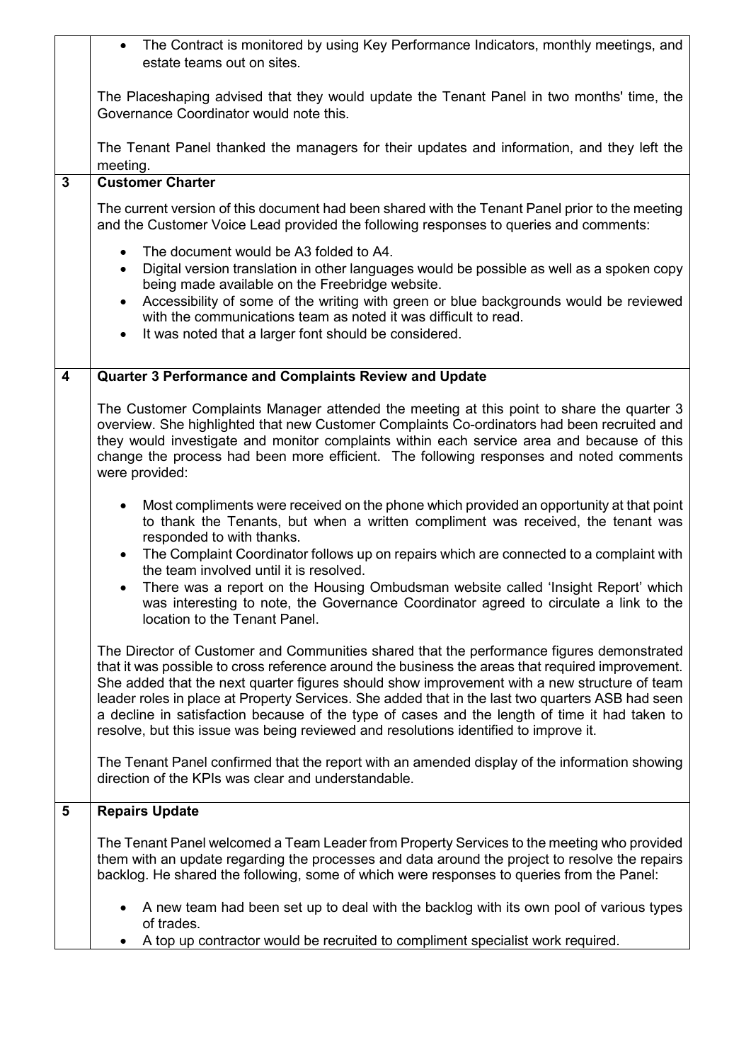- The Contract is monitored by using Key Performance Indicators, monthly meetings, and estate teams out on sites.

The Placeshaping advised that they would update the Tenant Panel in two months' time, the Governance Coordinator would note this.

The Tenant Panel thanked the managers for their updates and information, and they left the meeting.

## 3 Customer Charter

The current version of this document had been shared with the Tenant Panel prior to the meeting and the Customer Voice Lead provided the following responses to queries and comments:

- The document would be A3 folded to A4.
- Digital version translation in other languages would be possible as well as a spoken copy being made available on the Freebridge website.
- Accessibility of some of the writing with green or blue backgrounds would be reviewed with the communications team as noted it was difficult to read.
- It was noted that a larger font should be considered.

## 4 Quarter 3 Performance and Complaints Review and Update

The Customer Complaints Manager attended the meeting at this point to share the quarter 3 overview. She highlighted that new Customer Complaints Co-ordinators had been recruited and they would investigate and monitor complaints within each service area and because of this change the process had been more efficient. The following responses and noted comments were provided:

- Most compliments were received on the phone which provided an opportunity at that point to thank the Tenants, but when a written compliment was received, the tenant was responded to with thanks.
- The Complaint Coordinator follows up on repairs which are connected to a complaint with the team involved until it is resolved.
- There was a report on the Housing Ombudsman website called 'Insight Report' which was interesting to note, the Governance Coordinator agreed to circulate a link to the location to the Tenant Panel.

The Director of Customer and Communities shared that the performance figures demonstrated that it was possible to cross reference around the business the areas that required improvement. She added that the next quarter figures should show improvement with a new structure of team leader roles in place at Property Services. She added that in the last two quarters ASB had seen a decline in satisfaction because of the type of cases and the length of time it had taken to resolve, but this issue was being reviewed and resolutions identified to improve it.

The Tenant Panel confirmed that the report with an amended display of the information showing direction of the KPIs was clear and understandable.

## 5 Repairs Update

The Tenant Panel welcomed a Team Leader from Property Services to the meeting who provided them with an update regarding the processes and data around the project to resolve the repairs backlog. He shared the following, some of which were responses to queries from the Panel:

- A new team had been set up to deal with the backlog with its own pool of various types of trades.
- A top up contractor would be recruited to compliment specialist work required.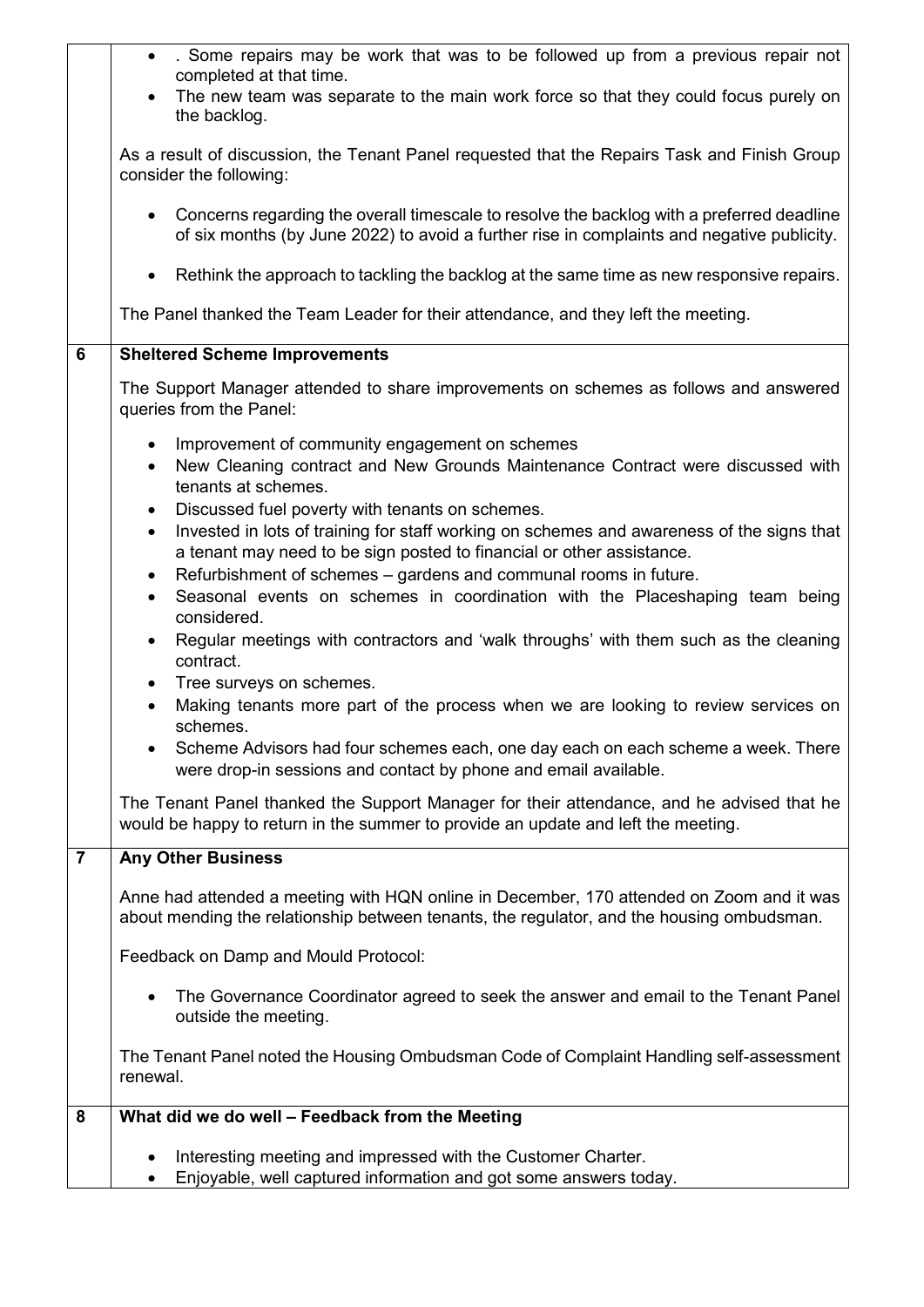| | |
|---|---|
| | • . Some repairs may be work that was to be followed up from a previous repair not completed at that time.<br>• The new team was separate to the main work force so that they could focus purely on the backlog.<br><br>As a result of discussion, the Tenant Panel requested that the Repairs Task and Finish Group consider the following:<br><br>• Concerns regarding the overall timescale to resolve the backlog with a preferred deadline of six months (by June 2022) to avoid a further rise in complaints and negative publicity.<br>• Rethink the approach to tackling the backlog at the same time as new responsive repairs.<br><br>The Panel thanked the Team Leader for their attendance, and they left the meeting. |
| **6** | **Sheltered Scheme Improvements**<br><br>The Support Manager attended to share improvements on schemes as follows and answered queries from the Panel:<br><br>• Improvement of community engagement on schemes<br>• New Cleaning contract and New Grounds Maintenance Contract were discussed with tenants at schemes.<br>• Discussed fuel poverty with tenants on schemes.<br>• Invested in lots of training for staff working on schemes and awareness of the signs that a tenant may need to be sign posted to financial or other assistance.<br>• Refurbishment of schemes – gardens and communal rooms in future.<br>• Seasonal events on schemes in coordination with the Placeshaping team being considered.<br>• Regular meetings with contractors and 'walk throughs' with them such as the cleaning contract.<br>• Tree surveys on schemes.<br>• Making tenants more part of the process when we are looking to review services on schemes.<br>• Scheme Advisors had four schemes each, one day each on each scheme a week. There were drop-in sessions and contact by phone and email available.<br><br>The Tenant Panel thanked the Support Manager for their attendance, and he advised that he would be happy to return in the summer to provide an update and left the meeting. |
| **7** | **Any Other Business**<br><br>Anne had attended a meeting with HQN online in December, 170 attended on Zoom and it was about mending the relationship between tenants, the regulator, and the housing ombudsman.<br><br>Feedback on Damp and Mould Protocol:<br><br>• The Governance Coordinator agreed to seek the answer and email to the Tenant Panel outside the meeting.<br><br>The Tenant Panel noted the Housing Ombudsman Code of Complaint Handling self-assessment renewal. |
| **8** | **What did we do well – Feedback from the Meeting**<br><br>• Interesting meeting and impressed with the Customer Charter.<br>• Enjoyable, well captured information and got some answers today. |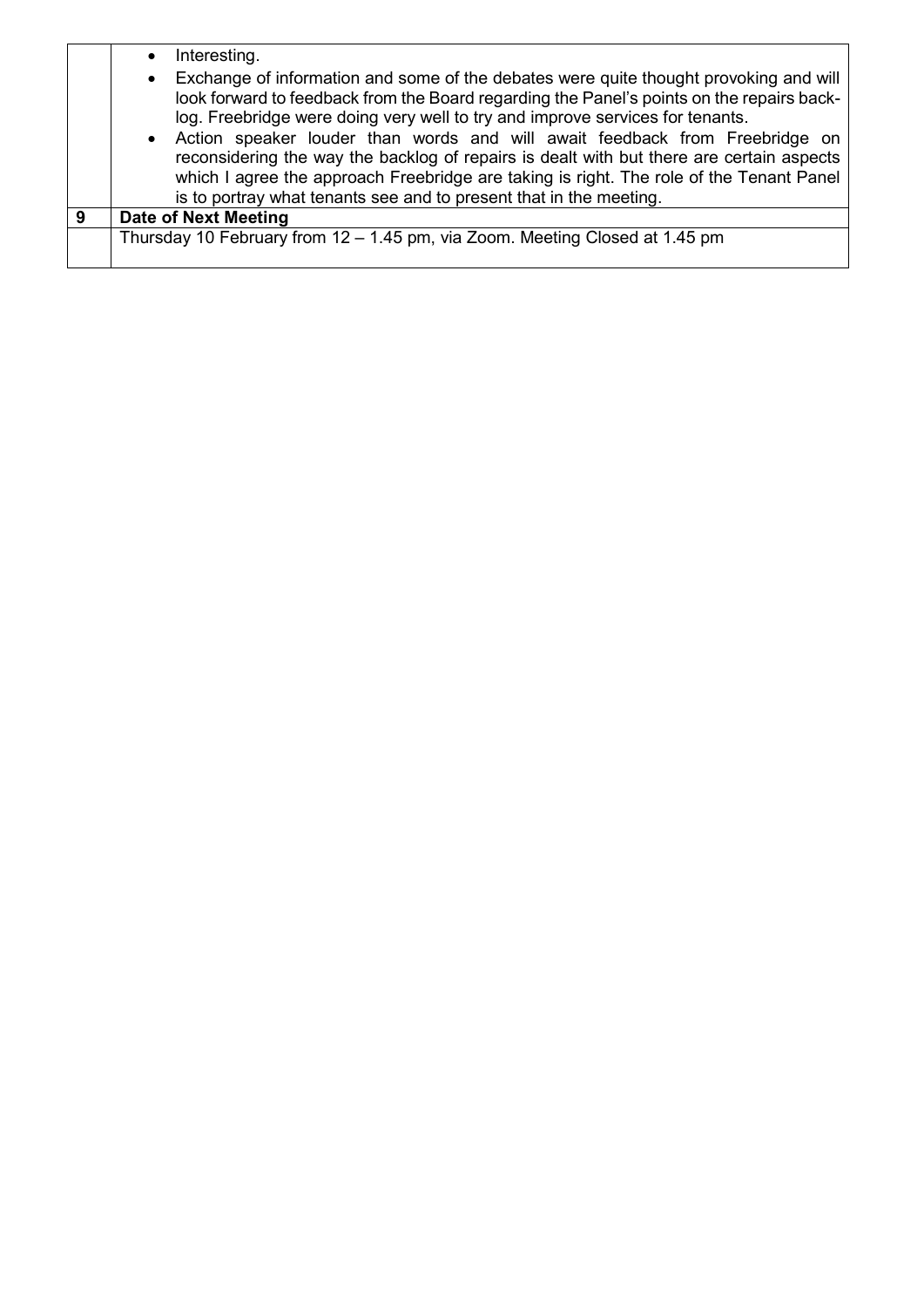| | |
|---|---|
| | • Interesting.<br>• Exchange of information and some of the debates were quite thought provoking and will look forward to feedback from the Board regarding the Panel's points on the repairs back-log. Freebridge were doing very well to try and improve services for tenants.<br>• Action speaker louder than words and will await feedback from Freebridge on reconsidering the way the backlog of repairs is dealt with but there are certain aspects which I agree the approach Freebridge are taking is right. The role of the Tenant Panel is to portray what tenants see and to present that in the meeting. |
| **9** | **Date of Next Meeting** |
| | Thursday 10 February from 12 – 1.45 pm, via Zoom. Meeting Closed at 1.45 pm |